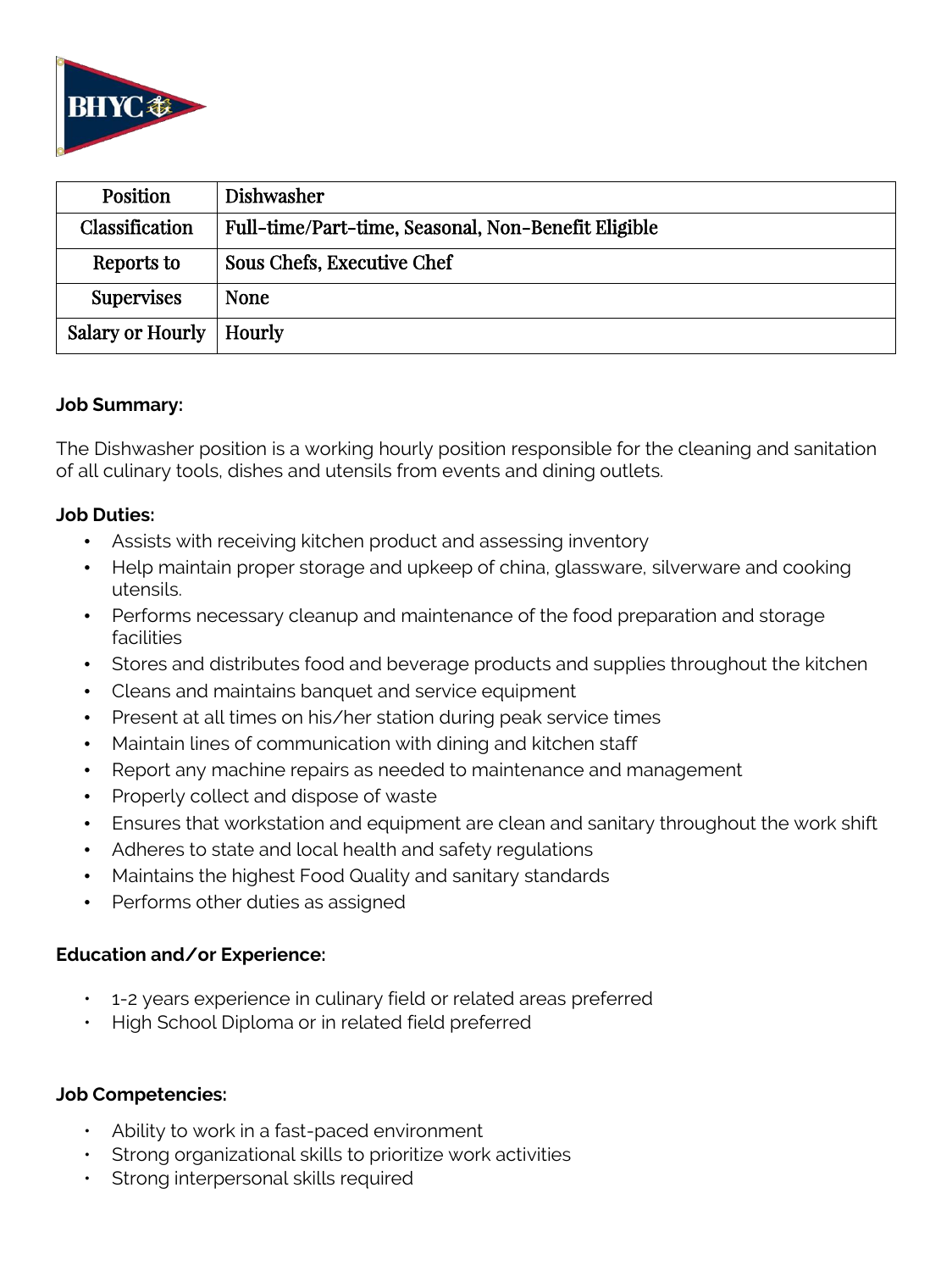| Position | Dishwasher |
|---|---|
| Classification | Full-time/Part-time, Seasonal, Non-Benefit Eligible |
| Reports to | Sous Chefs, Executive Chef |
| Supervises | None |
| Salary or Hourly | Hourly |

**Job Summary:**

The Dishwasher position is a working hourly position responsible for the cleaning and sanitation of all culinary tools, dishes and utensils from events and dining outlets.

**Job Duties:**

- Assists with receiving kitchen product and assessing inventory
- Help maintain proper storage and upkeep of china, glassware, silverware and cooking utensils.
- Performs necessary cleanup and maintenance of the food preparation and storage facilities
- Stores and distributes food and beverage products and supplies throughout the kitchen
- Cleans and maintains banquet and service equipment
- Present at all times on his/her station during peak service times
- Maintain lines of communication with dining and kitchen staff
- Report any machine repairs as needed to maintenance and management
- Properly collect and dispose of waste
- Ensures that workstation and equipment are clean and sanitary throughout the work shift
- Adheres to state and local health and safety regulations
- Maintains the highest Food Quality and sanitary standards
- Performs other duties as assigned

**Education and/or Experience:**

- 1-2 years experience in culinary field or related areas preferred
- High School Diploma or in related field preferred

**Job Competencies:**

- Ability to work in a fast-paced environment
- Strong organizational skills to prioritize work activities
- Strong interpersonal skills required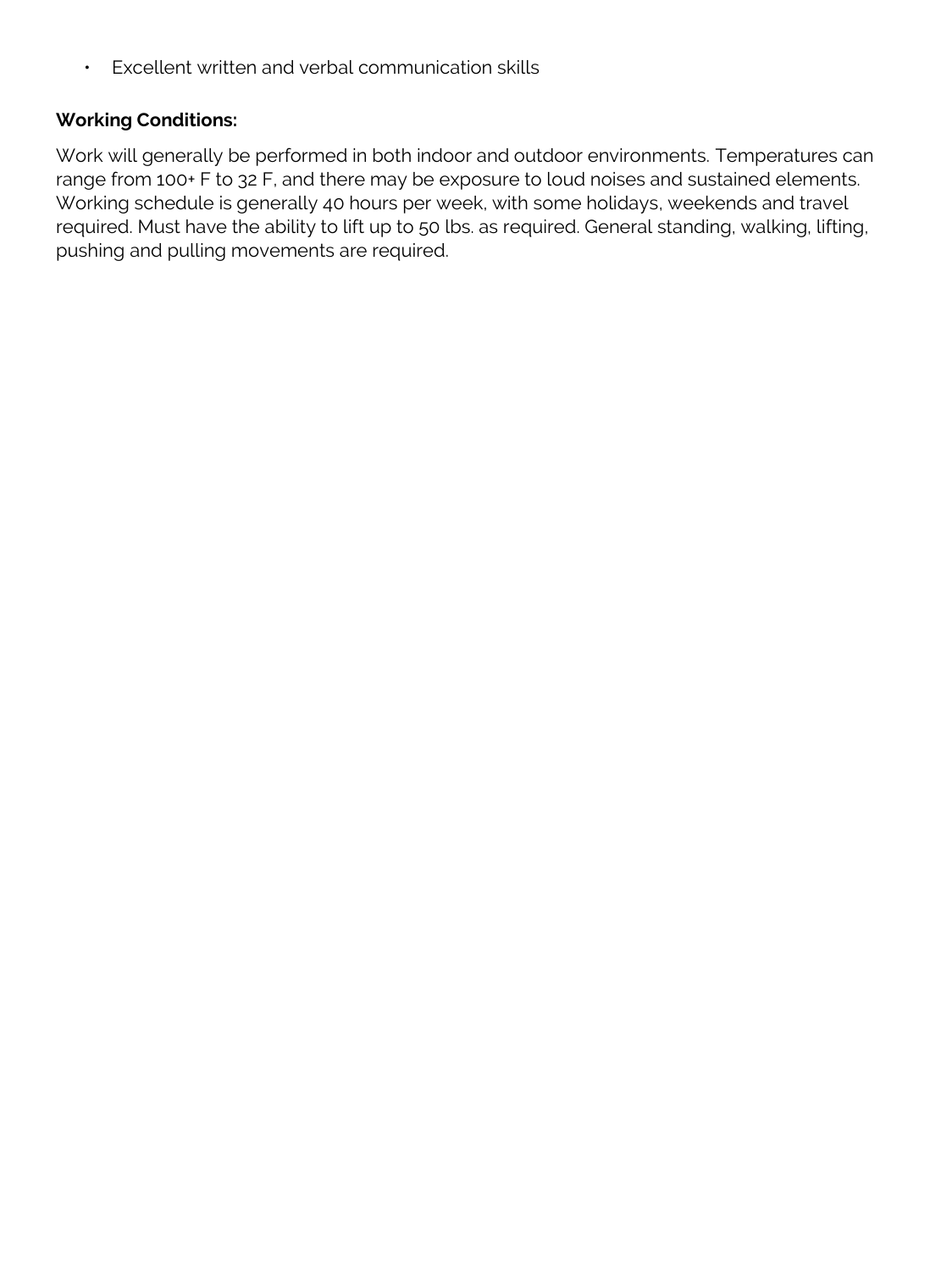- Excellent written and verbal communication skills

**Working Conditions:**

Work will generally be performed in both indoor and outdoor environments. Temperatures can range from 100+ F to 32 F, and there may be exposure to loud noises and sustained elements. Working schedule is generally 40 hours per week, with some holidays, weekends and travel required. Must have the ability to lift up to 50 lbs. as required. General standing, walking, lifting, pushing and pulling movements are required.